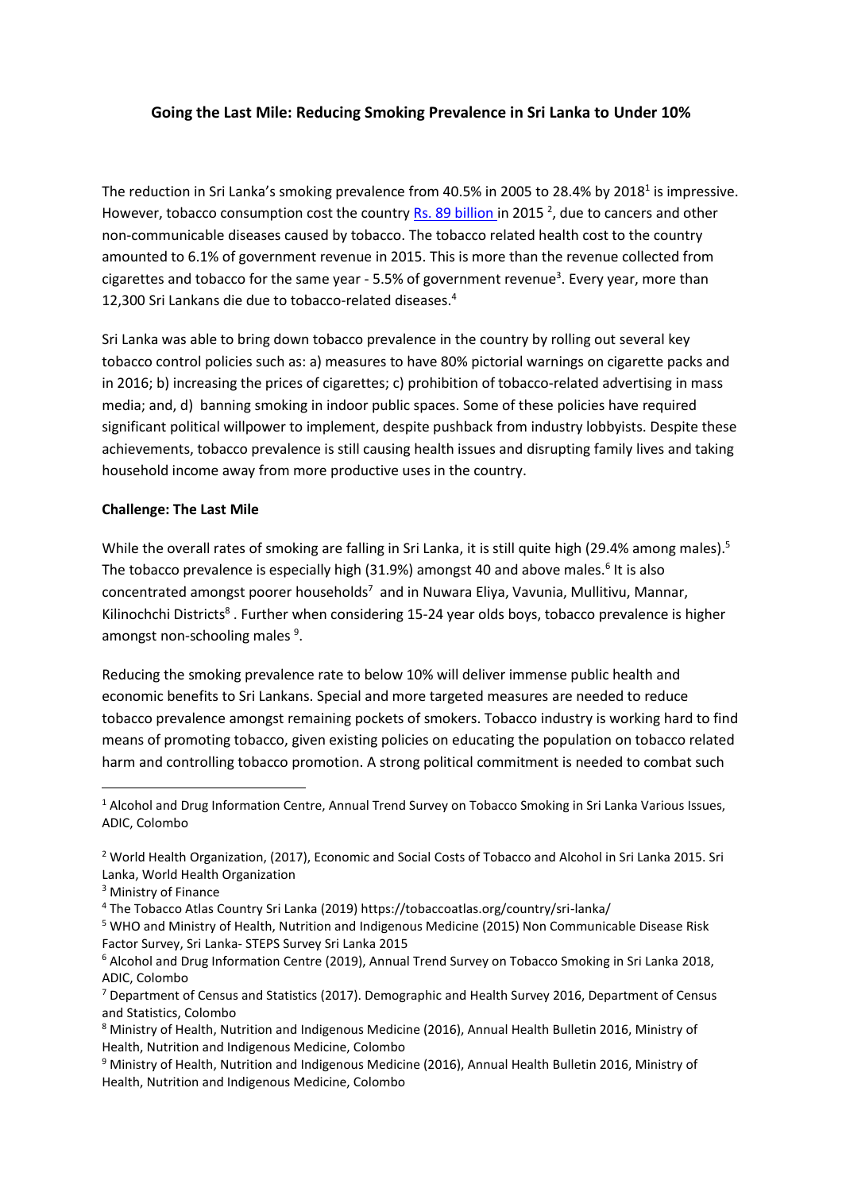## Going the Last Mile: Reducing Smoking Prevalence in Sri Lanka to Under 10%

The reduction in Sri Lanka's smoking prevalence from 40.5% in 2005 to 28.4% by 2018[1] is impressive. However, tobacco consumption cost the country Rs. 89 billion in 2015 [2], due to cancers and other non-communicable diseases caused by tobacco. The tobacco related health cost to the country amounted to 6.1% of government revenue in 2015. This is more than the revenue collected from cigarettes and tobacco for the same year - 5.5% of government revenue[3]. Every year, more than 12,300 Sri Lankans die due to tobacco-related diseases.[4]

Sri Lanka was able to bring down tobacco prevalence in the country by rolling out several key tobacco control policies such as: a) measures to have 80% pictorial warnings on cigarette packs and in 2016; b) increasing the prices of cigarettes; c) prohibition of tobacco-related advertising in mass media; and, d) banning smoking in indoor public spaces. Some of these policies have required significant political willpower to implement, despite pushback from industry lobbyists. Despite these achievements, tobacco prevalence is still causing health issues and disrupting family lives and taking household income away from more productive uses in the country.

**Challenge: The Last Mile**

While the overall rates of smoking are falling in Sri Lanka, it is still quite high (29.4% among males).[5] The tobacco prevalence is especially high (31.9%) amongst 40 and above males.[6] It is also concentrated amongst poorer households[7] and in Nuwara Eliya, Vavunia, Mullitivu, Mannar, Kilinochchi Districts[8] . Further when considering 15-24 year olds boys, tobacco prevalence is higher amongst non-schooling males [9].

Reducing the smoking prevalence rate to below 10% will deliver immense public health and economic benefits to Sri Lankans. Special and more targeted measures are needed to reduce tobacco prevalence amongst remaining pockets of smokers. Tobacco industry is working hard to find means of promoting tobacco, given existing policies on educating the population on tobacco related harm and controlling tobacco promotion. A strong political commitment is needed to combat such

---

[1] Alcohol and Drug Information Centre, Annual Trend Survey on Tobacco Smoking in Sri Lanka Various Issues, ADIC, Colombo

[2] World Health Organization, (2017), Economic and Social Costs of Tobacco and Alcohol in Sri Lanka 2015. Sri Lanka, World Health Organization

[3] Ministry of Finance

[4] The Tobacco Atlas Country Sri Lanka (2019) https://tobaccoatlas.org/country/sri-lanka/

[5] WHO and Ministry of Health, Nutrition and Indigenous Medicine (2015) Non Communicable Disease Risk Factor Survey, Sri Lanka- STEPS Survey Sri Lanka 2015

[6] Alcohol and Drug Information Centre (2019), Annual Trend Survey on Tobacco Smoking in Sri Lanka 2018, ADIC, Colombo

[7] Department of Census and Statistics (2017). Demographic and Health Survey 2016, Department of Census and Statistics, Colombo

[8] Ministry of Health, Nutrition and Indigenous Medicine (2016), Annual Health Bulletin 2016, Ministry of Health, Nutrition and Indigenous Medicine, Colombo

[9] Ministry of Health, Nutrition and Indigenous Medicine (2016), Annual Health Bulletin 2016, Ministry of Health, Nutrition and Indigenous Medicine, Colombo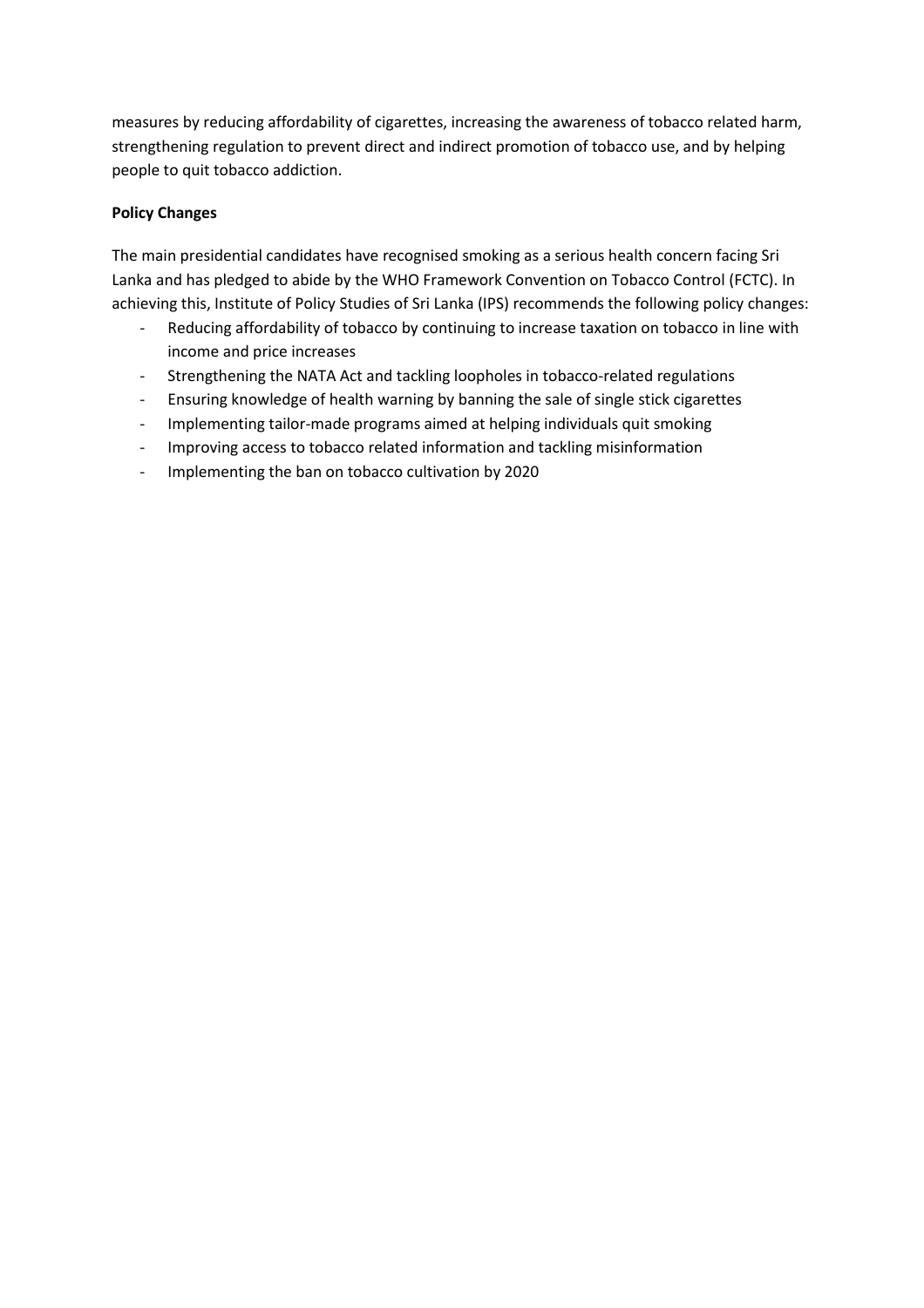measures by reducing affordability of cigarettes, increasing the awareness of tobacco related harm, strengthening regulation to prevent direct and indirect promotion of tobacco use, and by helping people to quit tobacco addiction.

**Policy Changes**

The main presidential candidates have recognised smoking as a serious health concern facing Sri Lanka and has pledged to abide by the WHO Framework Convention on Tobacco Control (FCTC). In achieving this, Institute of Policy Studies of Sri Lanka (IPS) recommends the following policy changes:

- Reducing affordability of tobacco by continuing to increase taxation on tobacco in line with income and price increases
- Strengthening the NATA Act and tackling loopholes in tobacco-related regulations
- Ensuring knowledge of health warning by banning the sale of single stick cigarettes
- Implementing tailor-made programs aimed at helping individuals quit smoking
- Improving access to tobacco related information and tackling misinformation
- Implementing the ban on tobacco cultivation by 2020